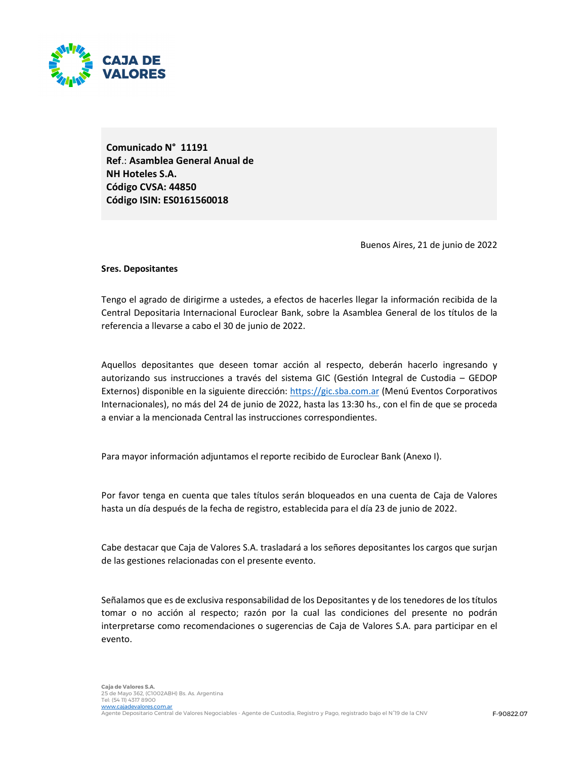**Comunicado N° 11191**
**Ref.: Asamblea General Anual de NH Hoteles S.A.**
**Código CVSA: 44850**
**Código ISIN: ES0161560018**

Buenos Aires, 21 de junio de 2022

**Sres. Depositantes**

Tengo el agrado de dirigirme a ustedes, a efectos de hacerles llegar la información recibida de la Central Depositaria Internacional Euroclear Bank, sobre la Asamblea General de los títulos de la referencia a llevarse a cabo el 30 de junio de 2022.

Aquellos depositantes que deseen tomar acción al respecto, deberán hacerlo ingresando y autorizando sus instrucciones a través del sistema GIC (Gestión Integral de Custodia – GEDOP Externos) disponible en la siguiente dirección: https://gic.sba.com.ar (Menú Eventos Corporativos Internacionales), no más del 24 de junio de 2022, hasta las 13:30 hs., con el fin de que se proceda a enviar a la mencionada Central las instrucciones correspondientes.

Para mayor información adjuntamos el reporte recibido de Euroclear Bank (Anexo I).

Por favor tenga en cuenta que tales títulos serán bloqueados en una cuenta de Caja de Valores hasta un día después de la fecha de registro, establecida para el día 23 de junio de 2022.

Cabe destacar que Caja de Valores S.A. trasladará a los señores depositantes los cargos que surjan de las gestiones relacionadas con el presente evento.

Señalamos que es de exclusiva responsabilidad de los Depositantes y de los tenedores de los títulos tomar o no acción al respecto; razón por la cual las condiciones del presente no podrán interpretarse como recomendaciones o sugerencias de Caja de Valores S.A. para participar en el evento.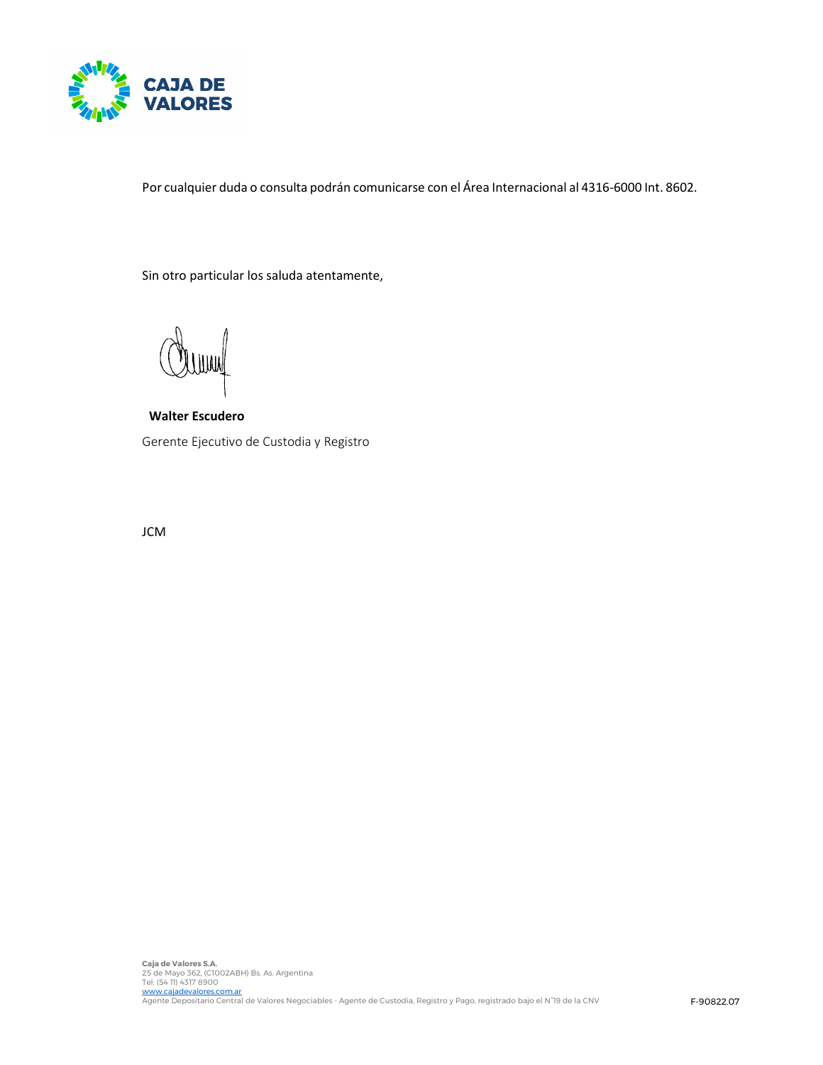Por cualquier duda o consulta podrán comunicarse con el Área Internacional al 4316-6000 Int. 8602.

Sin otro particular los saluda atentamente,

**Walter Escudero**

Gerente Ejecutivo de Custodia y Registro

JCM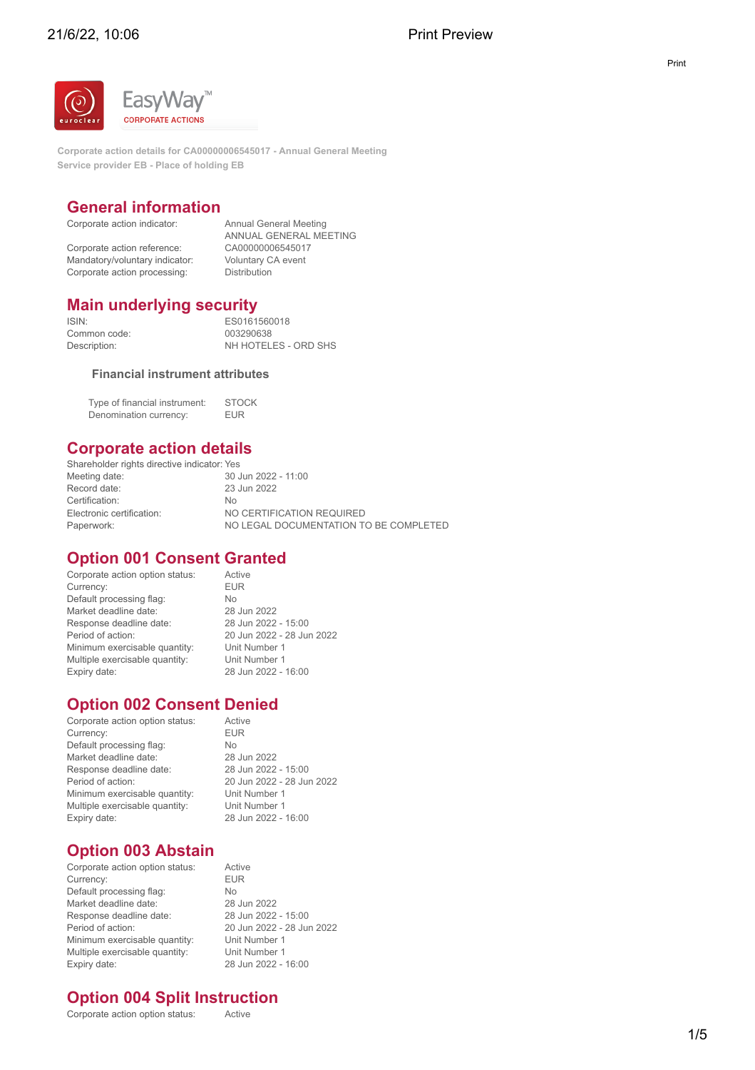Print

EasyWay™ CORPORATE ACTIONS

Corporate action details for CA00000006545017 - Annual General Meeting
Service provider EB - Place of holding EB

## General information

| | |
|---|---|
| Corporate action indicator: | Annual General Meeting<br>ANNUAL GENERAL MEETING |
| Corporate action reference: | CA00000006545017 |
| Mandatory/voluntary indicator: | Voluntary CA event |
| Corporate action processing: | Distribution |

## Main underlying security

| | |
|---|---|
| ISIN: | ES0161560018 |
| Common code: | 003290638 |
| Description: | NH HOTELES - ORD SHS |

### Financial instrument attributes

| | |
|---|---|
| Type of financial instrument: | STOCK |
| Denomination currency: | EUR |

## Corporate action details

| | |
|---|---|
| Shareholder rights directive indicator: | Yes |
| Meeting date: | 30 Jun 2022 - 11:00 |
| Record date: | 23 Jun 2022 |
| Certification: | No |
| Electronic certification: | NO CERTIFICATION REQUIRED |
| Paperwork: | NO LEGAL DOCUMENTATION TO BE COMPLETED |

## Option 001 Consent Granted

| | |
|---|---|
| Corporate action option status: | Active |
| Currency: | EUR |
| Default processing flag: | No |
| Market deadline date: | 28 Jun 2022 |
| Response deadline date: | 28 Jun 2022 - 15:00 |
| Period of action: | 20 Jun 2022 - 28 Jun 2022 |
| Minimum exercisable quantity: | Unit Number 1 |
| Multiple exercisable quantity: | Unit Number 1 |
| Expiry date: | 28 Jun 2022 - 16:00 |

## Option 002 Consent Denied

| | |
|---|---|
| Corporate action option status: | Active |
| Currency: | EUR |
| Default processing flag: | No |
| Market deadline date: | 28 Jun 2022 |
| Response deadline date: | 28 Jun 2022 - 15:00 |
| Period of action: | 20 Jun 2022 - 28 Jun 2022 |
| Minimum exercisable quantity: | Unit Number 1 |
| Multiple exercisable quantity: | Unit Number 1 |
| Expiry date: | 28 Jun 2022 - 16:00 |

## Option 003 Abstain

| | |
|---|---|
| Corporate action option status: | Active |
| Currency: | EUR |
| Default processing flag: | No |
| Market deadline date: | 28 Jun 2022 |
| Response deadline date: | 28 Jun 2022 - 15:00 |
| Period of action: | 20 Jun 2022 - 28 Jun 2022 |
| Minimum exercisable quantity: | Unit Number 1 |
| Multiple exercisable quantity: | Unit Number 1 |
| Expiry date: | 28 Jun 2022 - 16:00 |

## Option 004 Split Instruction

| | |
|---|---|
| Corporate action option status: | Active |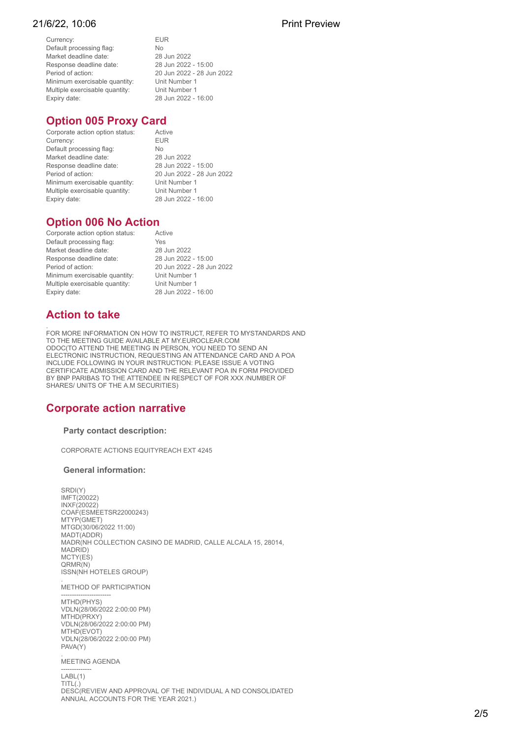| | |
|---|---|
| Currency: | EUR |
| Default processing flag: | No |
| Market deadline date: | 28 Jun 2022 |
| Response deadline date: | 28 Jun 2022 - 15:00 |
| Period of action: | 20 Jun 2022 - 28 Jun 2022 |
| Minimum exercisable quantity: | Unit Number 1 |
| Multiple exercisable quantity: | Unit Number 1 |
| Expiry date: | 28 Jun 2022 - 16:00 |

## Option 005 Proxy Card

| | |
|---|---|
| Corporate action option status: | Active |
| Currency: | EUR |
| Default processing flag: | No |
| Market deadline date: | 28 Jun 2022 |
| Response deadline date: | 28 Jun 2022 - 15:00 |
| Period of action: | 20 Jun 2022 - 28 Jun 2022 |
| Minimum exercisable quantity: | Unit Number 1 |
| Multiple exercisable quantity: | Unit Number 1 |
| Expiry date: | 28 Jun 2022 - 16:00 |

## Option 006 No Action

| | |
|---|---|
| Corporate action option status: | Active |
| Default processing flag: | Yes |
| Market deadline date: | 28 Jun 2022 |
| Response deadline date: | 28 Jun 2022 - 15:00 |
| Period of action: | 20 Jun 2022 - 28 Jun 2022 |
| Minimum exercisable quantity: | Unit Number 1 |
| Multiple exercisable quantity: | Unit Number 1 |
| Expiry date: | 28 Jun 2022 - 16:00 |

## Action to take

.
FOR MORE INFORMATION ON HOW TO INSTRUCT, REFER TO MYSTANDARDS AND TO THE MEETING GUIDE AVAILABLE AT MY.EUROCLEAR.COM
ODOC(TO ATTEND THE MEETING IN PERSON, YOU NEED TO SEND AN ELECTRONIC INSTRUCTION, REQUESTING AN ATTENDANCE CARD AND A POA INCLUDE FOLLOWING IN YOUR INSTRUCTION: PLEASE ISSUE A VOTING CERTIFICATE ADMISSION CARD AND THE RELEVANT POA IN FORM PROVIDED BY BNP PARIBAS TO THE ATTENDEE IN RESPECT OF FOR XXX /NUMBER OF SHARES/ UNITS OF THE A.M SECURITIES)

## Corporate action narrative

### Party contact description:

CORPORATE ACTIONS EQUITYREACH EXT 4245

### General information:

SRDI(Y)
IMFT(20022)
INXF(20022)
COAF(ESMEETSR22000243)
MTYP(GMET)
MTGD(30/06/2022 11:00)
MADT(ADDR)
MADR(NH COLLECTION CASINO DE MADRID, CALLE ALCALA 15, 28014, MADRID)
MCTY(ES)
QRMR(N)
ISSN(NH HOTELES GROUP)

.
METHOD OF PARTICIPATION
----------------------
MTHD(PHYS)
VDLN(28/06/2022 2:00:00 PM)
MTHD(PRXY)
VDLN(28/06/2022 2:00:00 PM)
MTHD(EVOT)
VDLN(28/06/2022 2:00:00 PM)
PAVA(Y)

.
MEETING AGENDA
-------------
LABL(1)
TITL(.)
DESC(REVIEW AND APPROVAL OF THE INDIVIDUAL A ND CONSOLIDATED ANNUAL ACCOUNTS FOR THE YEAR 2021.)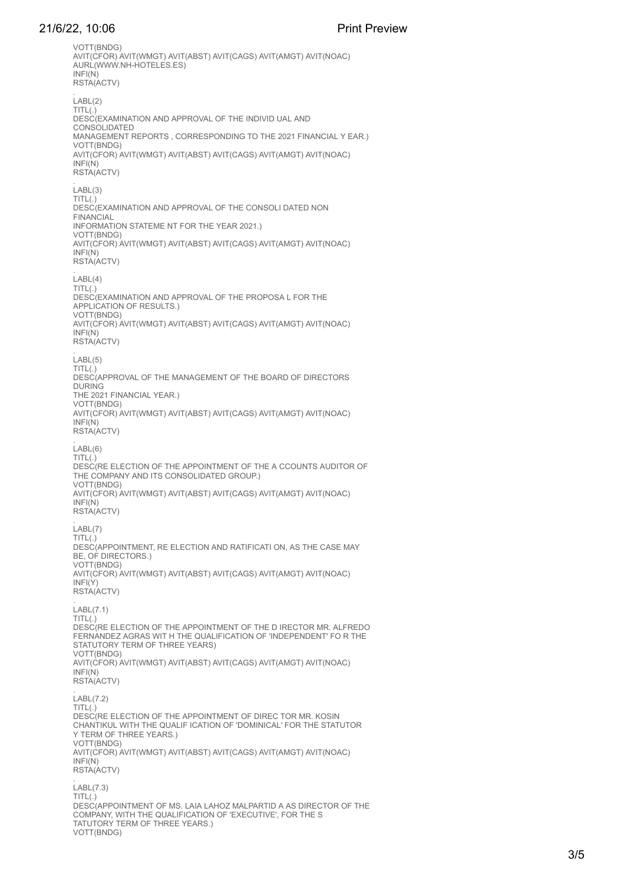VOTT(BNDG)
AVIT(CFOR) AVIT(WMGT) AVIT(ABST) AVIT(CAGS) AVIT(AMGT) AVIT(NOAC)
AURL(WWW.NH-HOTELES.ES)
INFI(N)
RSTA(ACTV)

.
LABL(2)
TITL(.)
DESC(EXAMINATION AND APPROVAL OF THE INDIVID UAL AND
CONSOLIDATED
MANAGEMENT REPORTS , CORRESPONDING TO THE 2021 FINANCIAL Y EAR.)
VOTT(BNDG)
AVIT(CFOR) AVIT(WMGT) AVIT(ABST) AVIT(CAGS) AVIT(AMGT) AVIT(NOAC)
INFI(N)
RSTA(ACTV)

.
LABL(3)
TITL(.)
DESC(EXAMINATION AND APPROVAL OF THE CONSOLI DATED NON
FINANCIAL
INFORMATION STATEME NT FOR THE YEAR 2021.)
VOTT(BNDG)
AVIT(CFOR) AVIT(WMGT) AVIT(ABST) AVIT(CAGS) AVIT(AMGT) AVIT(NOAC)
INFI(N)
RSTA(ACTV)

.
LABL(4)
TITL(.)
DESC(EXAMINATION AND APPROVAL OF THE PROPOSA L FOR THE
APPLICATION OF RESULTS.)
VOTT(BNDG)
AVIT(CFOR) AVIT(WMGT) AVIT(ABST) AVIT(CAGS) AVIT(AMGT) AVIT(NOAC)
INFI(N)
RSTA(ACTV)

.
LABL(5)
TITL(.)
DESC(APPROVAL OF THE MANAGEMENT OF THE BOARD OF DIRECTORS
DURING
THE 2021 FINANCIAL YEAR.)
VOTT(BNDG)
AVIT(CFOR) AVIT(WMGT) AVIT(ABST) AVIT(CAGS) AVIT(AMGT) AVIT(NOAC)
INFI(N)
RSTA(ACTV)

.
LABL(6)
TITL(.)
DESC(RE ELECTION OF THE APPOINTMENT OF THE A CCOUNTS AUDITOR OF
THE COMPANY AND ITS CONSOLIDATED GROUP.)
VOTT(BNDG)
AVIT(CFOR) AVIT(WMGT) AVIT(ABST) AVIT(CAGS) AVIT(AMGT) AVIT(NOAC)
INFI(N)
RSTA(ACTV)

.
LABL(7)
TITL(.)
DESC(APPOINTMENT, RE ELECTION AND RATIFICATI ON, AS THE CASE MAY
BE, OF DIRECTORS.)
VOTT(BNDG)
AVIT(CFOR) AVIT(WMGT) AVIT(ABST) AVIT(CAGS) AVIT(AMGT) AVIT(NOAC)
INFI(Y)
RSTA(ACTV)

.
LABL(7.1)
TITL(.)
DESC(RE ELECTION OF THE APPOINTMENT OF THE D IRECTOR MR. ALFREDO
FERNANDEZ AGRAS WIT H THE QUALIFICATION OF 'INDEPENDENT' FO R THE
STATUTORY TERM OF THREE YEARS)
VOTT(BNDG)
AVIT(CFOR) AVIT(WMGT) AVIT(ABST) AVIT(CAGS) AVIT(AMGT) AVIT(NOAC)
INFI(N)
RSTA(ACTV)

.
LABL(7.2)
TITL(.)
DESC(RE ELECTION OF THE APPOINTMENT OF DIREC TOR MR. KOSIN
CHANTIKUL WITH THE QUALIF ICATION OF 'DOMINICAL' FOR THE STATUTOR
Y TERM OF THREE YEARS.)
VOTT(BNDG)
AVIT(CFOR) AVIT(WMGT) AVIT(ABST) AVIT(CAGS) AVIT(AMGT) AVIT(NOAC)
INFI(N)
RSTA(ACTV)

.
LABL(7.3)
TITL(.)
DESC(APPOINTMENT OF MS. LAIA LAHOZ MALPARTID A AS DIRECTOR OF THE
COMPANY, WITH THE QUALIFICATION OF 'EXECUTIVE', FOR THE S
TATUTORY TERM OF THREE YEARS.)
VOTT(BNDG)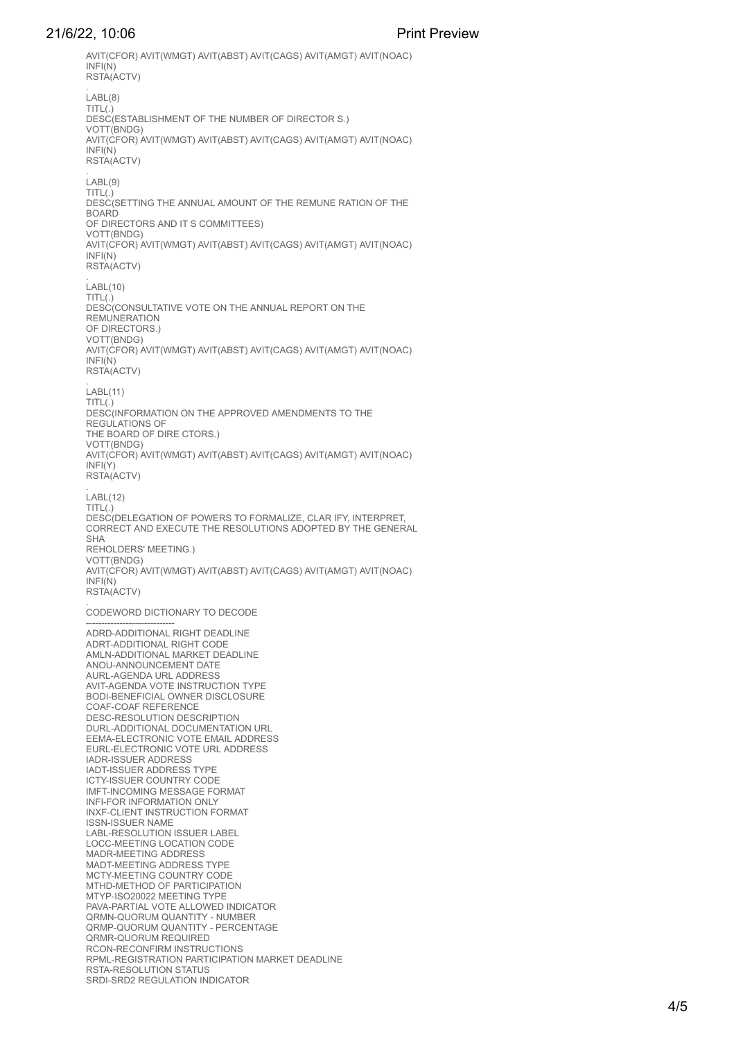AVIT(CFOR) AVIT(WMGT) AVIT(ABST) AVIT(CAGS) AVIT(AMGT) AVIT(NOAC)
INFI(N)
RSTA(ACTV)

.
LABL(8)
TITL(.)
DESC(ESTABLISHMENT OF THE NUMBER OF DIRECTOR S.)
VOTT(BNDG)
AVIT(CFOR) AVIT(WMGT) AVIT(ABST) AVIT(CAGS) AVIT(AMGT) AVIT(NOAC)
INFI(N)
RSTA(ACTV)

.
LABL(9)
TITL(.)
DESC(SETTING THE ANNUAL AMOUNT OF THE REMUNE RATION OF THE
BOARD
OF DIRECTORS AND IT S COMMITTEES)
VOTT(BNDG)
AVIT(CFOR) AVIT(WMGT) AVIT(ABST) AVIT(CAGS) AVIT(AMGT) AVIT(NOAC)
INFI(N)
RSTA(ACTV)

.
LABL(10)
TITL(.)
DESC(CONSULTATIVE VOTE ON THE ANNUAL REPORT ON THE
REMUNERATION
OF DIRECTORS.)
VOTT(BNDG)
AVIT(CFOR) AVIT(WMGT) AVIT(ABST) AVIT(CAGS) AVIT(AMGT) AVIT(NOAC)
INFI(N)
RSTA(ACTV)

.
LABL(11)
TITL(.)
DESC(INFORMATION ON THE APPROVED AMENDMENTS TO THE
REGULATIONS OF
THE BOARD OF DIRE CTORS.)
VOTT(BNDG)
AVIT(CFOR) AVIT(WMGT) AVIT(ABST) AVIT(CAGS) AVIT(AMGT) AVIT(NOAC)
INFI(Y)
RSTA(ACTV)

.
LABL(12)
TITL(.)
DESC(DELEGATION OF POWERS TO FORMALIZE, CLAR IFY, INTERPRET,
CORRECT AND EXECUTE THE RESOLUTIONS ADOPTED BY THE GENERAL
SHA
REHOLDERS' MEETING.)
VOTT(BNDG)
AVIT(CFOR) AVIT(WMGT) AVIT(ABST) AVIT(CAGS) AVIT(AMGT) AVIT(NOAC)
INFI(N)
RSTA(ACTV)

.
CODEWORD DICTIONARY TO DECODE
-----------------------------
ADRD-ADDITIONAL RIGHT DEADLINE
ADRT-ADDITIONAL RIGHT CODE
AMLN-ADDITIONAL MARKET DEADLINE
ANOU-ANNOUNCEMENT DATE
AURL-AGENDA URL ADDRESS
AVIT-AGENDA VOTE INSTRUCTION TYPE
BODI-BENEFICIAL OWNER DISCLOSURE
COAF-COAF REFERENCE
DESC-RESOLUTION DESCRIPTION
DURL-ADDITIONAL DOCUMENTATION URL
EEMA-ELECTRONIC VOTE EMAIL ADDRESS
EURL-ELECTRONIC VOTE URL ADDRESS
IADR-ISSUER ADDRESS
IADT-ISSUER ADDRESS TYPE
ICTY-ISSUER COUNTRY CODE
IMFT-INCOMING MESSAGE FORMAT
INFI-FOR INFORMATION ONLY
INXF-CLIENT INSTRUCTION FORMAT
ISSN-ISSUER NAME
LABL-RESOLUTION ISSUER LABEL
LOCC-MEETING LOCATION CODE
MADR-MEETING ADDRESS
MADT-MEETING ADDRESS TYPE
MCTY-MEETING COUNTRY CODE
MTHD-METHOD OF PARTICIPATION
MTYP-ISO20022 MEETING TYPE
PAVA-PARTIAL VOTE ALLOWED INDICATOR
QRMN-QUORUM QUANTITY - NUMBER
QRMP-QUORUM QUANTITY - PERCENTAGE
QRMR-QUORUM REQUIRED
RCON-RECONFIRM INSTRUCTIONS
RPML-REGISTRATION PARTICIPATION MARKET DEADLINE
RSTA-RESOLUTION STATUS
SRDI-SRD2 REGULATION INDICATOR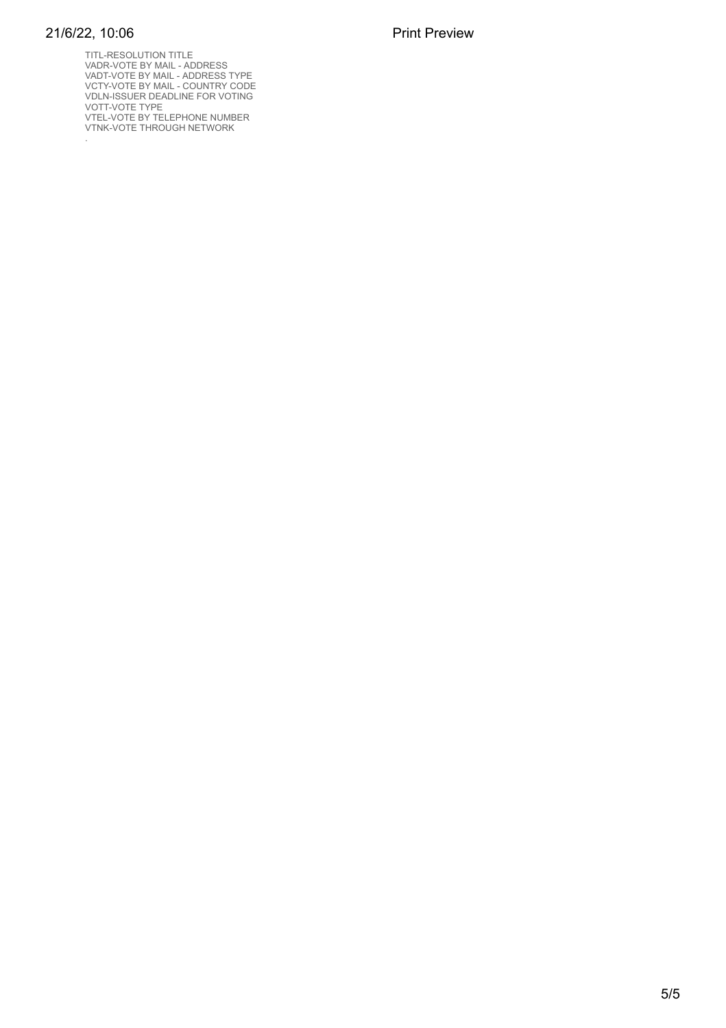TITL-RESOLUTION TITLE
VADR-VOTE BY MAIL - ADDRESS
VADT-VOTE BY MAIL - ADDRESS TYPE
VCTY-VOTE BY MAIL - COUNTRY CODE
VDLN-ISSUER DEADLINE FOR VOTING
VOTT-VOTE TYPE
VTEL-VOTE BY TELEPHONE NUMBER
VTNK-VOTE THROUGH NETWORK
.